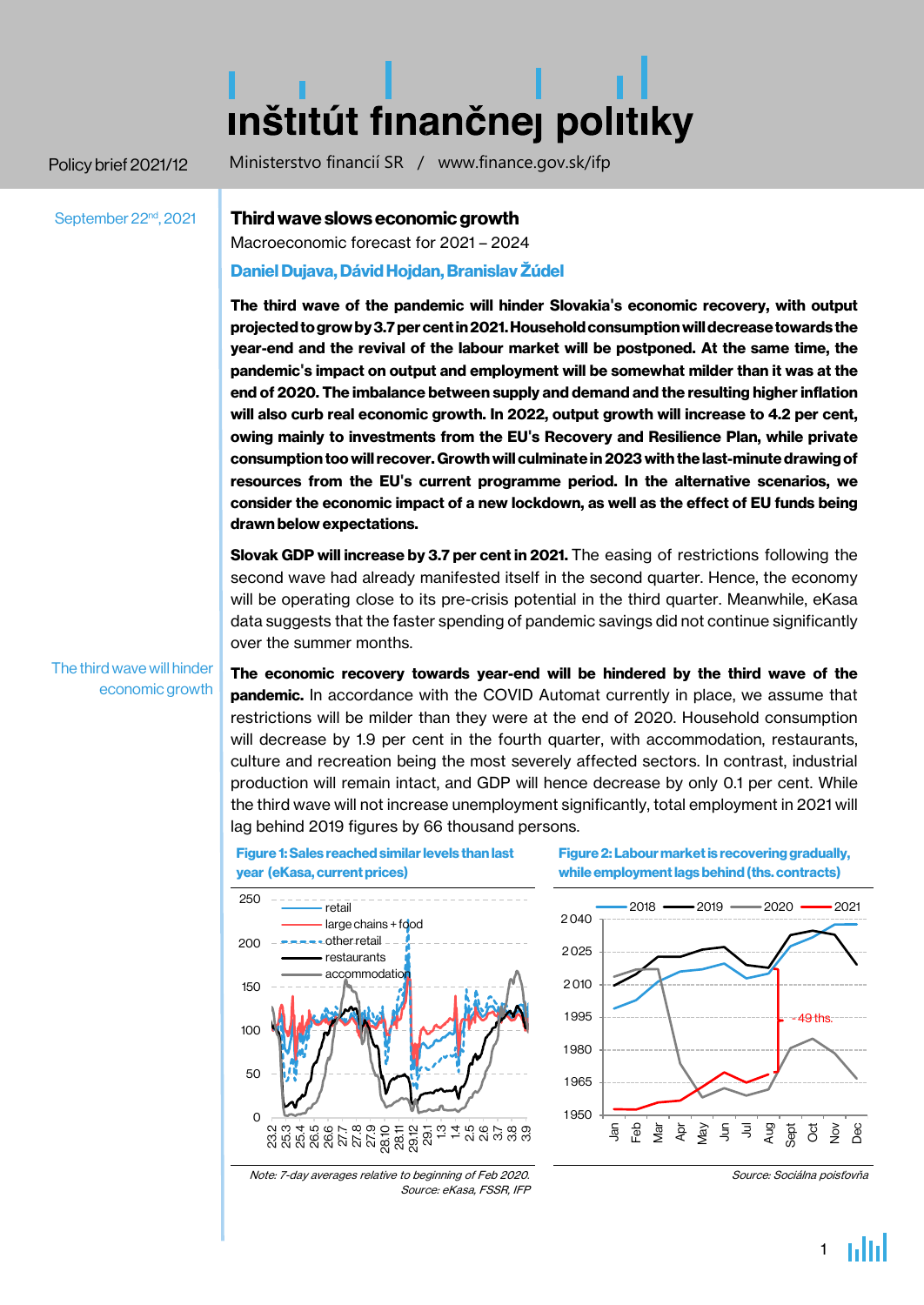inštitút finančnej politiky

Policy brief 2021/12

Ministerstvo financií SR / www.finance.gov.sk/ifp

September 22nd, 2021

# Third wave slows economic growth

Macroeconomic forecast for 2021 – 2024

**Daniel Dujava, Dávid Hojdan, Branislav Žúdel**

**The third wave of the pandemic will hinder Slovakia's economic recovery, with output projected to grow by 3.7 per cent in 2021. Household consumption will decrease towards the year-end and the revival of the labour market will be postponed. At the same time, the pandemic's impact on output and employment will be somewhat milder than it was at the end of 2020. The imbalance between supply and demand and the resulting higher inflation will also curb real economic growth. In 2022, output growth will increase to 4.2 per cent, owing mainly to investments from the EU's Recovery and Resilience Plan, while private consumption too will recover. Growth will culminate in 2023 with the last-minute drawing of resources from the EU's current programme period. In the alternative scenarios, we consider the economic impact of a new lockdown, as well as the effect of EU funds being drawn below expectations.**

**Slovak GDP will increase by 3.7 per cent in 2021.** The easing of restrictions following the second wave had already manifested itself in the second quarter. Hence, the economy will be operating close to its pre-crisis potential in the third quarter. Meanwhile, eKasa data suggests that the faster spending of pandemic savings did not continue significantly over the summer months.

The third wave will hinder economic growth

**The economic recovery towards year-end will be hindered by the third wave of the pandemic.** In accordance with the COVID Automat currently in place, we assume that restrictions will be milder than they were at the end of 2020. Household consumption will decrease by 1.9 per cent in the fourth quarter, with accommodation, restaurants, culture and recreation being the most severely affected sectors. In contrast, industrial production will remain intact, and GDP will hence decrease by only 0.1 per cent. While the third wave will not increase unemployment significantly, total employment in 2021 will lag behind 2019 figures by 66 thousand persons.

**Figure 1: Sales reached similar levels than last year (eKasa, current prices)**

*Note: 7-day averages relative to beginning of Feb 2020.*
*Source: eKasa, FSSR, IFP*

**Figure 2: Labour market is recovering gradually, while employment lags behind (ths. contracts)**

*Source: Sociálna poisťovňa*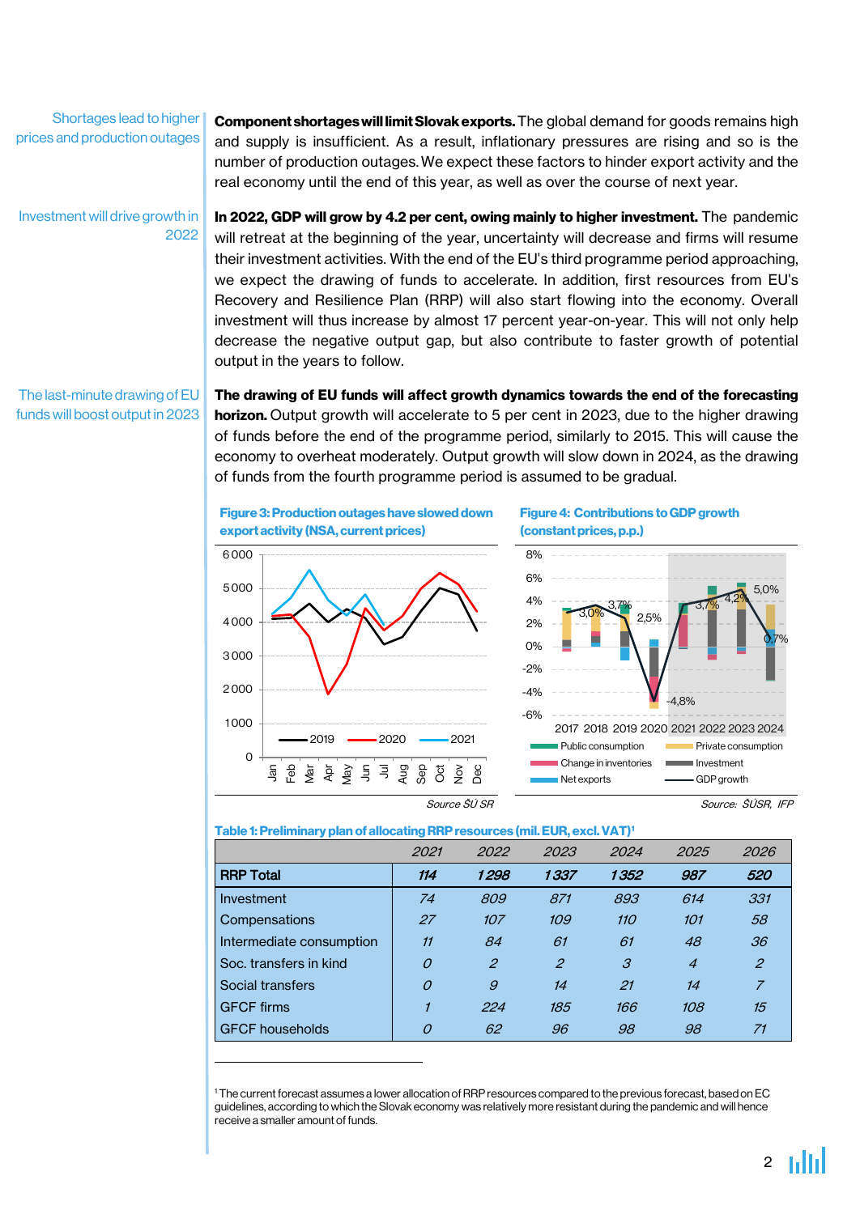Shortages lead to higher prices and production outages

**Component shortages will limit Slovak exports.** The global demand for goods remains high and supply is insufficient. As a result, inflationary pressures are rising and so is the number of production outages. We expect these factors to hinder export activity and the real economy until the end of this year, as well as over the course of next year.

Investment will drive growth in 2022

**In 2022, GDP will grow by 4.2 per cent, owing mainly to higher investment.** The pandemic will retreat at the beginning of the year, uncertainty will decrease and firms will resume their investment activities. With the end of the EU's third programme period approaching, we expect the drawing of funds to accelerate. In addition, first resources from EU's Recovery and Resilience Plan (RRP) will also start flowing into the economy. Overall investment will thus increase by almost 17 percent year-on-year. This will not only help decrease the negative output gap, but also contribute to faster growth of potential output in the years to follow.

The last-minute drawing of EU funds will boost output in 2023

**The drawing of EU funds will affect growth dynamics towards the end of the forecasting horizon.** Output growth will accelerate to 5 per cent in 2023, due to the higher drawing of funds before the end of the programme period, similarly to 2015. This will cause the economy to overheat moderately. Output growth will slow down in 2024, as the drawing of funds from the fourth programme period is assumed to be gradual.

**Figure 3: Production outages have slowed down export activity (NSA, current prices)**

Source ŠÚ SR

**Figure 4: Contributions to GDP growth (constant prices, p.p.)**

Source: ŠÚSR, IFP

**Table 1: Preliminary plan of allocating RRP resources (mil. EUR, excl. VAT)**[1]

| | 2021 | 2022 | 2023 | 2024 | 2025 | 2026 |
|---|---|---|---|---|---|---|
| **RRP Total** | *114* | *1 298* | *1 337* | *1 352* | *987* | *520* |
| Investment | *74* | *809* | *871* | *893* | *614* | *331* |
| Compensations | *27* | *107* | *109* | *110* | *101* | *58* |
| Intermediate consumption | *11* | *84* | *61* | *61* | *48* | *36* |
| Soc. transfers in kind | *0* | *2* | *2* | *3* | *4* | *2* |
| Social transfers | *0* | *9* | *14* | *21* | *14* | *7* |
| GFCF firms | *1* | *224* | *185* | *166* | *108* | *15* |
| GFCF households | *0* | *62* | *96* | *98* | *98* | *71* |

[1] The current forecast assumes a lower allocation of RRP resources compared to the previous forecast, based on EC guidelines, according to which the Slovak economy was relatively more resistant during the pandemic and will hence receive a smaller amount of funds.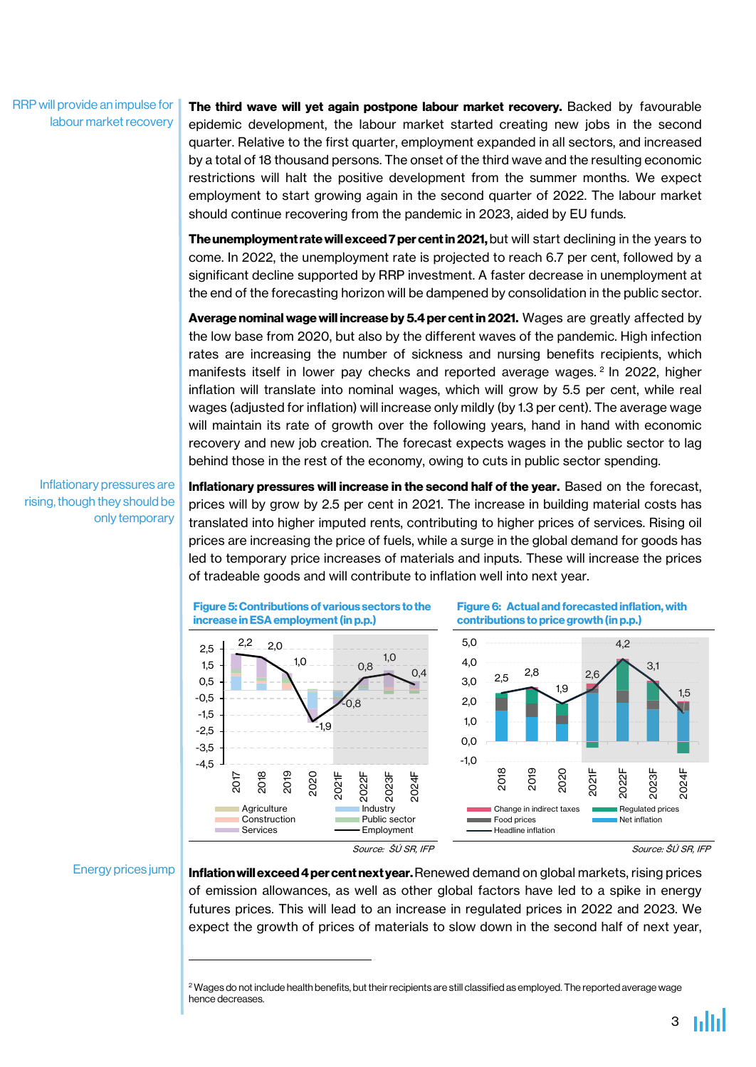RRP will provide an impulse for labour market recovery

**The third wave will yet again postpone labour market recovery.** Backed by favourable epidemic development, the labour market started creating new jobs in the second quarter. Relative to the first quarter, employment expanded in all sectors, and increased by a total of 18 thousand persons. The onset of the third wave and the resulting economic restrictions will halt the positive development from the summer months. We expect employment to start growing again in the second quarter of 2022. The labour market should continue recovering from the pandemic in 2023, aided by EU funds.

**The unemployment rate will exceed 7 per cent in 2021,** but will start declining in the years to come. In 2022, the unemployment rate is projected to reach 6.7 per cent, followed by a significant decline supported by RRP investment. A faster decrease in unemployment at the end of the forecasting horizon will be dampened by consolidation in the public sector.

**Average nominal wage will increase by 5.4 per cent in 2021.** Wages are greatly affected by the low base from 2020, but also by the different waves of the pandemic. High infection rates are increasing the number of sickness and nursing benefits recipients, which manifests itself in lower pay checks and reported average wages.[2] In 2022, higher inflation will translate into nominal wages, which will grow by 5.5 per cent, while real wages (adjusted for inflation) will increase only mildly (by 1.3 per cent). The average wage will maintain its rate of growth over the following years, hand in hand with economic recovery and new job creation. The forecast expects wages in the public sector to lag behind those in the rest of the economy, owing to cuts in public sector spending.

Inflationary pressures are rising, though they should be only temporary

**Inflationary pressures will increase in the second half of the year.** Based on the forecast, prices will by grow by 2.5 per cent in 2021. The increase in building material costs has translated into higher imputed rents, contributing to higher prices of services. Rising oil prices are increasing the price of fuels, while a surge in the global demand for goods has led to temporary price increases of materials and inputs. These will increase the prices of tradeable goods and will contribute to inflation well into next year.

**Figure 5: Contributions of various sectors to the increase in ESA employment (in p.p.)**

| | 2017 | 2018 | 2019 | 2020 | 2021F | 2022F | 2023F | 2024F |
|---|---|---|---|---|---|---|---|---|
| Employment | 2,2 | 2,0 | 1,0 | -1,9 | -0,8 | 0,8 | 1,0 | 0,4 |

Legend: Agriculture, Construction, Services, Industry, Public sector, Employment

*Source: ŠÚ SR, IFP*

**Figure 6: Actual and forecasted inflation, with contributions to price growth (in p.p.)**

| | 2018 | 2019 | 2020 | 2021F | 2022F | 2023F | 2024F |
|---|---|---|---|---|---|---|---|
| Headline inflation | 2,5 | 2,8 | 1,9 | 2,6 | 4,2 | 3,1 | 1,5 |

Legend: Change in indirect taxes, Food prices, Headline inflation, Regulated prices, Net inflation

*Source: ŠÚ SR, IFP*

Energy prices jump

**Inflation will exceed 4 per cent next year.** Renewed demand on global markets, rising prices of emission allowances, as well as other global factors have led to a spike in energy futures prices. This will lead to an increase in regulated prices in 2022 and 2023. We expect the growth of prices of materials to slow down in the second half of next year,

---

[2] Wages do not include health benefits, but their recipients are still classified as employed. The reported average wage hence decreases.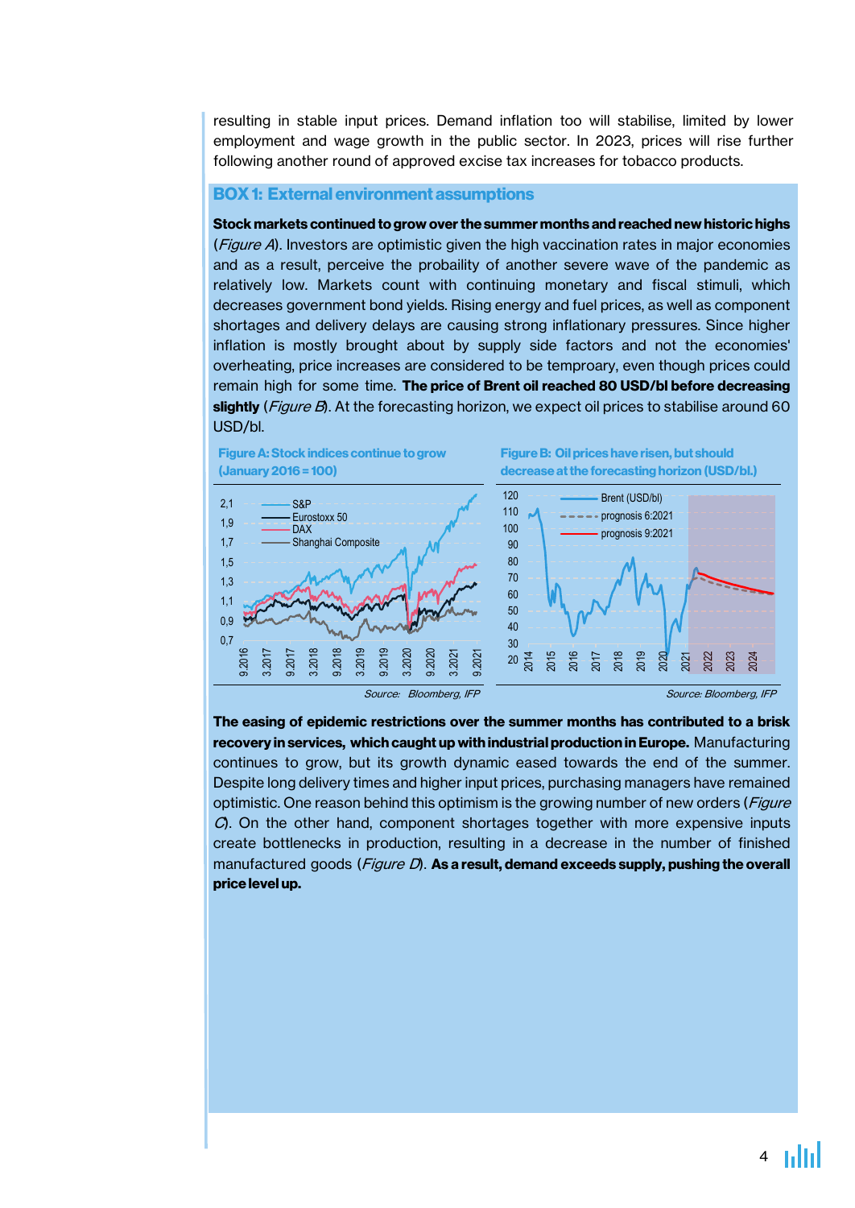resulting in stable input prices. Demand inflation too will stabilise, limited by lower employment and wage growth in the public sector. In 2023, prices will rise further following another round of approved excise tax increases for tobacco products.

## BOX 1: External environment assumptions

**Stock markets continued to grow over the summer months and reached new historic highs** (*Figure A*). Investors are optimistic given the high vaccination rates in major economies and as a result, perceive the probaility of another severe wave of the pandemic as relatively low. Markets count with continuing monetary and fiscal stimuli, which decreases government bond yields. Rising energy and fuel prices, as well as component shortages and delivery delays are causing strong inflationary pressures. Since higher inflation is mostly brought about by supply side factors and not the economies' overheating, price increases are considered to be temproary, even though prices could remain high for some time. **The price of Brent oil reached 80 USD/bl before decreasing slightly** (*Figure B*). At the forecasting horizon, we expect oil prices to stabilise around 60 USD/bl.

**Figure A: Stock indices continue to grow (January 2016 = 100)**

Source: Bloomberg, IFP

**Figure B: Oil prices have risen, but should decrease at the forecasting horizon (USD/bl.)**

Source: Bloomberg, IFP

**The easing of epidemic restrictions over the summer months has contributed to a brisk recovery in services, which caught up with industrial production in Europe.** Manufacturing continues to grow, but its growth dynamic eased towards the end of the summer. Despite long delivery times and higher input prices, purchasing managers have remained optimistic. One reason behind this optimism is the growing number of new orders (*Figure C*). On the other hand, component shortages together with more expensive inputs create bottlenecks in production, resulting in a decrease in the number of finished manufactured goods (*Figure D*). **As a result, demand exceeds supply, pushing the overall price level up.**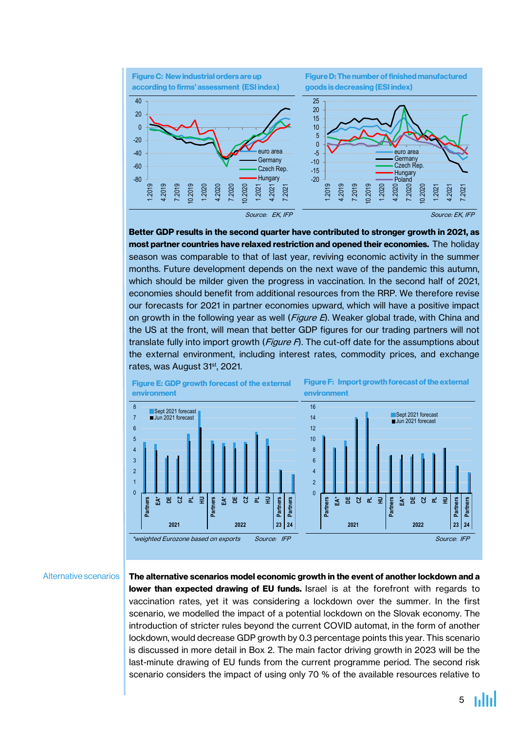**Figure C: New industrial orders are up according to firms' assessment (ESI index)**

*Source: EK, IFP*

**Figure D: The number of finished manufactured goods is decreasing (ESI index)**

*Source: EK, IFP*

**Better GDP results in the second quarter have contributed to stronger growth in 2021, as most partner countries have relaxed restriction and opened their economies.** The holiday season was comparable to that of last year, reviving economic activity in the summer months. Future development depends on the next wave of the pandemic this autumn, which should be milder given the progress in vaccination. In the second half of 2021, economies should benefit from additional resources from the RRP. We therefore revise our forecasts for 2021 in partner economies upward, which will have a positive impact on growth in the following year as well (*Figure E*). Weaker global trade, with China and the US at the front, will mean that better GDP figures for our trading partners will not translate fully into import growth (*Figure F*). The cut-off date for the assumptions about the external environment, including interest rates, commodity prices, and exchange rates, was August 31st, 2021.

**Figure E: GDP growth forecast of the external environment**

*\*weighted Eurozone based on exports* *Source: IFP*

**Figure F: Import growth forecast of the external environment**

*Source: IFP*

Alternative scenarios

**The alternative scenarios model economic growth in the event of another lockdown and a lower than expected drawing of EU funds.** Israel is at the forefront with regards to vaccination rates, yet it was considering a lockdown over the summer. In the first scenario, we modelled the impact of a potential lockdown on the Slovak economy. The introduction of stricter rules beyond the current COVID automat, in the form of another lockdown, would decrease GDP growth by 0.3 percentage points this year. This scenario is discussed in more detail in Box 2. The main factor driving growth in 2023 will be the last-minute drawing of EU funds from the current programme period. The second risk scenario considers the impact of using only 70 % of the available resources relative to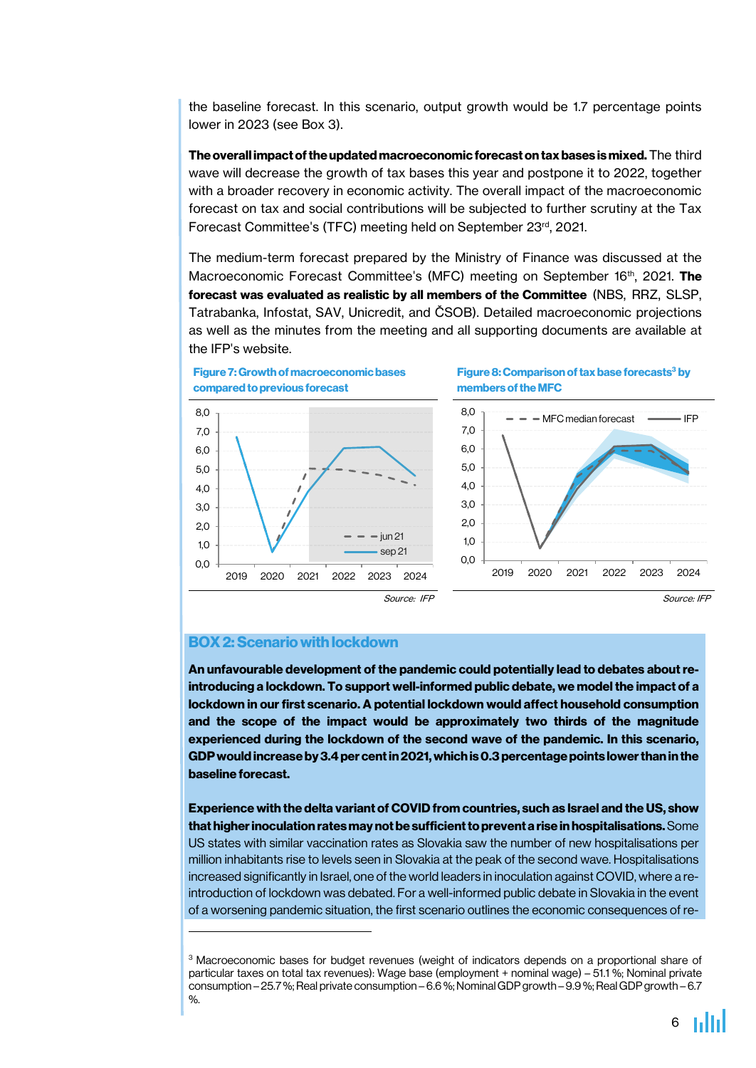the baseline forecast. In this scenario, output growth would be 1.7 percentage points lower in 2023 (see Box 3).

**The overall impact of the updated macroeconomic forecast on tax bases is mixed.** The third wave will decrease the growth of tax bases this year and postpone it to 2022, together with a broader recovery in economic activity. The overall impact of the macroeconomic forecast on tax and social contributions will be subjected to further scrutiny at the Tax Forecast Committee's (TFC) meeting held on September 23rd, 2021.

The medium-term forecast prepared by the Ministry of Finance was discussed at the Macroeconomic Forecast Committee's (MFC) meeting on September 16th, 2021. **The forecast was evaluated as realistic by all members of the Committee** (NBS, RRZ, SLSP, Tatrabanka, Infostat, SAV, Unicredit, and ČSOB). Detailed macroeconomic projections as well as the minutes from the meeting and all supporting documents are available at the IFP's website.

**Figure 7: Growth of macroeconomic bases compared to previous forecast**

*Source: IFP*

**Figure 8: Comparison of tax base forecasts[3] by members of the MFC**

*Source: IFP*

## BOX 2: Scenario with lockdown

**An unfavourable development of the pandemic could potentially lead to debates about re-introducing a lockdown. To support well-informed public debate, we model the impact of a lockdown in our first scenario. A potential lockdown would affect household consumption and the scope of the impact would be approximately two thirds of the magnitude experienced during the lockdown of the second wave of the pandemic. In this scenario, GDP would increase by 3.4 per cent in 2021, which is 0.3 percentage points lower than in the baseline forecast.**

**Experience with the delta variant of COVID from countries, such as Israel and the US, show that higher inoculation rates may not be sufficient to prevent a rise in hospitalisations.** Some US states with similar vaccination rates as Slovakia saw the number of new hospitalisations per million inhabitants rise to levels seen in Slovakia at the peak of the second wave. Hospitalisations increased significantly in Israel, one of the world leaders in inoculation against COVID, where a re-introduction of lockdown was debated. For a well-informed public debate in Slovakia in the event of a worsening pandemic situation, the first scenario outlines the economic consequences of re-

---

[3] Macroeconomic bases for budget revenues (weight of indicators depends on a proportional share of particular taxes on total tax revenues): Wage base (employment + nominal wage) – 51.1 %; Nominal private consumption – 25.7 %; Real private consumption – 6.6 %; Nominal GDP growth – 9.9 %; Real GDP growth – 6.7 %.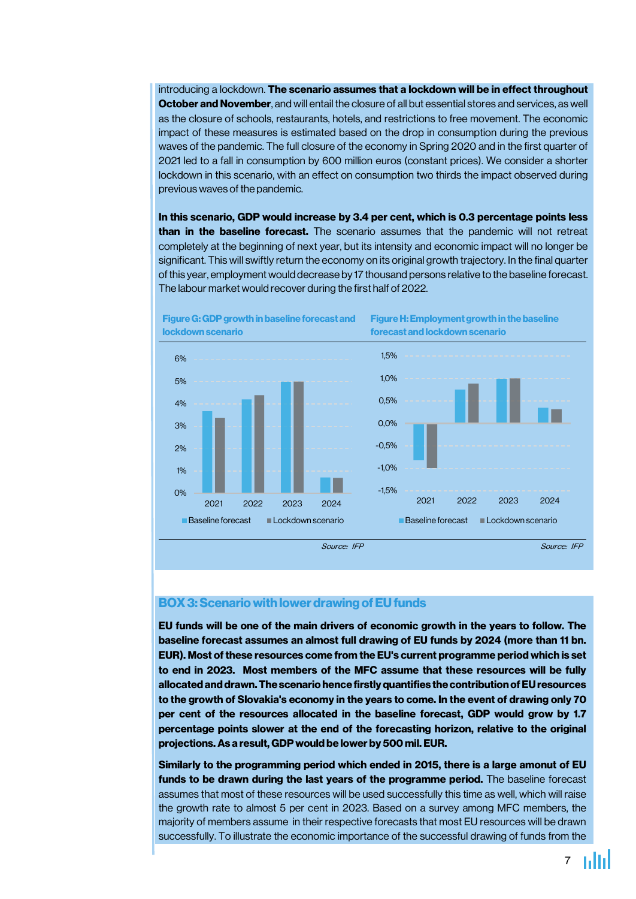introducing a lockdown. **The scenario assumes that a lockdown will be in effect throughout October and November**, and will entail the closure of all but essential stores and services, as well as the closure of schools, restaurants, hotels, and restrictions to free movement. The economic impact of these measures is estimated based on the drop in consumption during the previous waves of the pandemic. The full closure of the economy in Spring 2020 and in the first quarter of 2021 led to a fall in consumption by 600 million euros (constant prices). We consider a shorter lockdown in this scenario, with an effect on consumption two thirds the impact observed during previous waves of the pandemic.

**In this scenario, GDP would increase by 3.4 per cent, which is 0.3 percentage points less than in the baseline forecast.** The scenario assumes that the pandemic will not retreat completely at the beginning of next year, but its intensity and economic impact will no longer be significant. This will swiftly return the economy on its original growth trajectory. In the final quarter of this year, employment would decrease by 17 thousand persons relative to the baseline forecast. The labour market would recover during the first half of 2022.

**Figure G: GDP growth in baseline forecast and lockdown scenario**

Source: IFP

**Figure H: Employment growth in the baseline forecast and lockdown scenario**

Source: IFP

## BOX 3: Scenario with lower drawing of EU funds

**EU funds will be one of the main drivers of economic growth in the years to follow. The baseline forecast assumes an almost full drawing of EU funds by 2024 (more than 11 bn. EUR). Most of these resources come from the EU's current programme period which is set to end in 2023. Most members of the MFC assume that these resources will be fully allocated and drawn. The scenario hence firstly quantifies the contribution of EU resources to the growth of Slovakia's economy in the years to come. In the event of drawing only 70 per cent of the resources allocated in the baseline forecast, GDP would grow by 1.7 percentage points slower at the end of the forecasting horizon, relative to the original projections. As a result, GDP would be lower by 500 mil. EUR.**

**Similarly to the programming period which ended in 2015, there is a large amonut of EU funds to be drawn during the last years of the programme period.** The baseline forecast assumes that most of these resources will be used successfully this time as well, which will raise the growth rate to almost 5 per cent in 2023. Based on a survey among MFC members, the majority of members assume in their respective forecasts that most EU resources will be drawn successfully. To illustrate the economic importance of the successful drawing of funds from the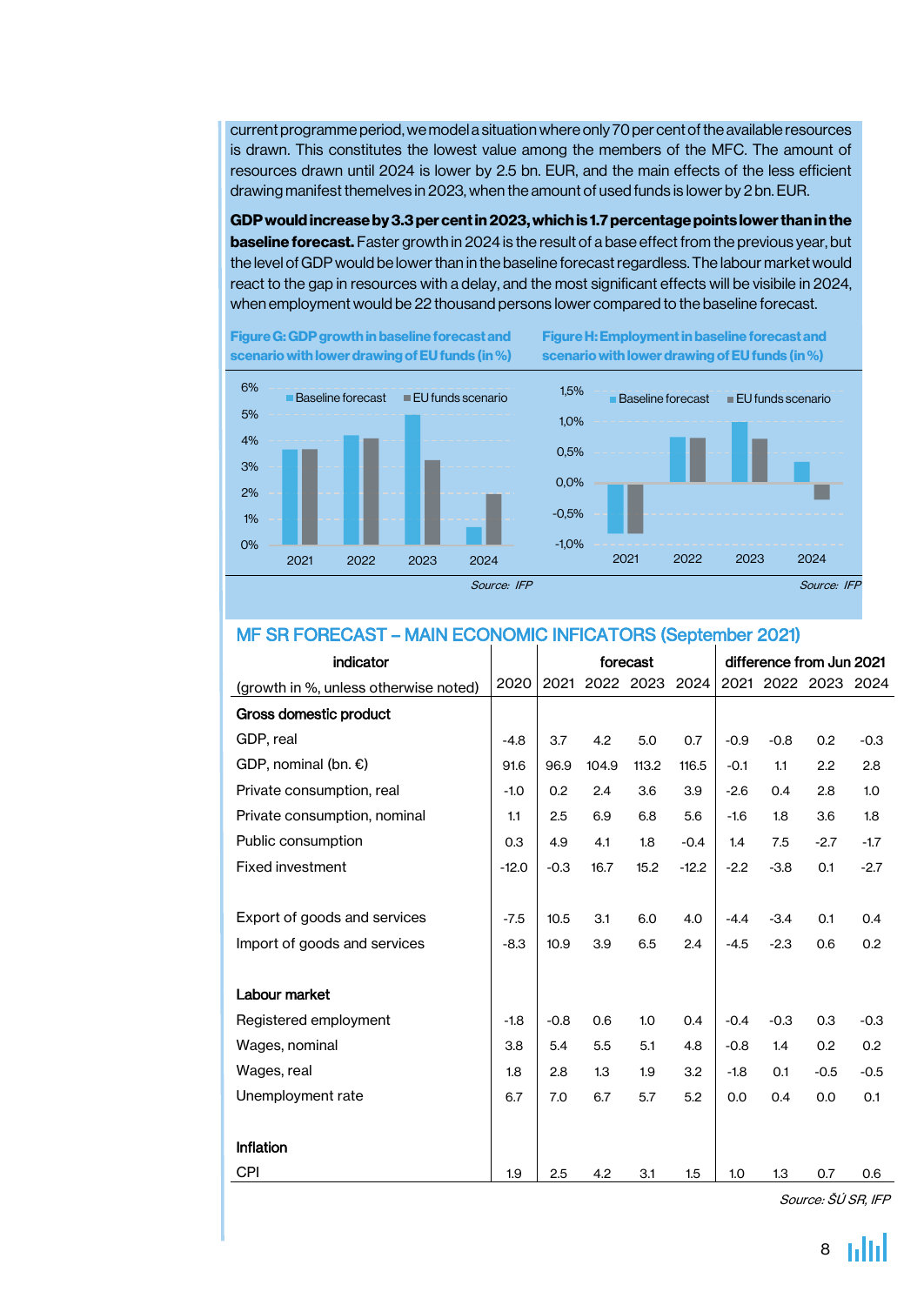current programme period, we model a situation where only 70 per cent of the available resources is drawn. This constitutes the lowest value among the members of the MFC. The amount of resources drawn until 2024 is lower by 2.5 bn. EUR, and the main effects of the less efficient drawing manifest themelves in 2023, when the amount of used funds is lower by 2 bn. EUR.

**GDP would increase by 3.3 per cent in 2023, which is 1.7 percentage points lower than in the baseline forecast.** Faster growth in 2024 is the result of a base effect from the previous year, but the level of GDP would be lower than in the baseline forecast regardless. The labour market would react to the gap in resources with a delay, and the most significant effects will be visibile in 2024, when employment would be 22 thousand persons lower compared to the baseline forecast.

**Figure G: GDP growth in baseline forecast and scenario with lower drawing of EU funds (in %)**

6%
5%
4%
3%
2%
1%
0%
Baseline forecast
EU funds scenario
2021
2022
2023
2024

*Source: IFP*

**Figure H: Employment in baseline forecast and scenario with lower drawing of EU funds (in %)**

1,5%
1,0%
0,5%
0,0%
-0,5%
-1,0%
Baseline forecast
EU funds scenario
2021
2022
2023
2024

*Source: IFP*

## MF SR FORECAST – MAIN ECONOMIC INFICATORS (September 2021)

| indicator | | forecast | | | | difference from Jun 2021 | | | |
|---|---|---|---|---|---|---|---|---|---|
| (growth in %, unless otherwise noted) | 2020 | 2021 | 2022 | 2023 | 2024 | 2021 | 2022 | 2023 | 2024 |
| **Gross domestic product** | | | | | | | | | |
| GDP, real | -4.8 | 3.7 | 4.2 | 5.0 | 0.7 | -0.9 | -0.8 | 0.2 | -0.3 |
| GDP, nominal (bn. €) | 91.6 | 96.9 | 104.9 | 113.2 | 116.5 | -0.1 | 1.1 | 2.2 | 2.8 |
| Private consumption, real | -1.0 | 0.2 | 2.4 | 3.6 | 3.9 | -2.6 | 0.4 | 2.8 | 1.0 |
| Private consumption, nominal | 1.1 | 2.5 | 6.9 | 6.8 | 5.6 | -1.6 | 1.8 | 3.6 | 1.8 |
| Public consumption | 0.3 | 4.9 | 4.1 | 1.8 | -0.4 | 1.4 | 7.5 | -2.7 | -1.7 |
| Fixed investment | -12.0 | -0.3 | 16.7 | 15.2 | -12.2 | -2.2 | -3.8 | 0.1 | -2.7 |
| Export of goods and services | -7.5 | 10.5 | 3.1 | 6.0 | 4.0 | -4.4 | -3.4 | 0.1 | 0.4 |
| Import of goods and services | -8.3 | 10.9 | 3.9 | 6.5 | 2.4 | -4.5 | -2.3 | 0.6 | 0.2 |
| **Labour market** | | | | | | | | | |
| Registered employment | -1.8 | -0.8 | 0.6 | 1.0 | 0.4 | -0.4 | -0.3 | 0.3 | -0.3 |
| Wages, nominal | 3.8 | 5.4 | 5.5 | 5.1 | 4.8 | -0.8 | 1.4 | 0.2 | 0.2 |
| Wages, real | 1.8 | 2.8 | 1.3 | 1.9 | 3.2 | -1.8 | 0.1 | -0.5 | -0.5 |
| Unemployment rate | 6.7 | 7.0 | 6.7 | 5.7 | 5.2 | 0.0 | 0.4 | 0.0 | 0.1 |
| **Inflation** | | | | | | | | | |
| CPI | 1.9 | 2.5 | 4.2 | 3.1 | 1.5 | 1.0 | 1.3 | 0.7 | 0.6 |

*Source: ŠÚ SR, IFP*